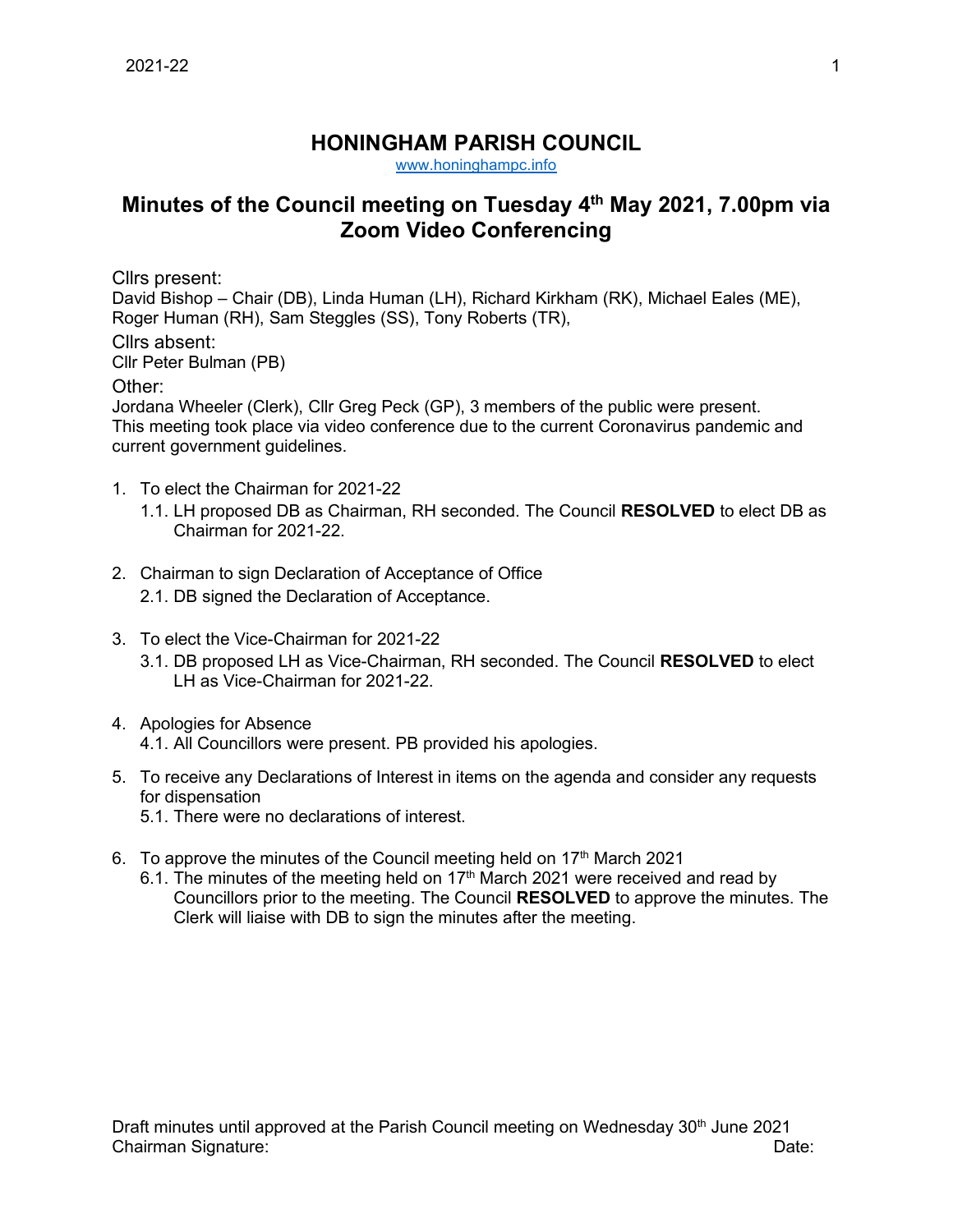# HONINGHAM PARISH COUNCIL

www.honinghampc.info

## Minutes of the Council meeting on Tuesday 4th May 2021, 7.00pm via Zoom Video Conferencing

Cllrs present:
David Bishop – Chair (DB), Linda Human (LH), Richard Kirkham (RK), Michael Eales (ME), Roger Human (RH), Sam Steggles (SS), Tony Roberts (TR),

Cllrs absent:
Cllr Peter Bulman (PB)

Other:
Jordana Wheeler (Clerk), Cllr Greg Peck (GP), 3 members of the public were present.
This meeting took place via video conference due to the current Coronavirus pandemic and current government guidelines.

1. To elect the Chairman for 2021-22
   1.1. LH proposed DB as Chairman, RH seconded. The Council **RESOLVED** to elect DB as Chairman for 2021-22.

2. Chairman to sign Declaration of Acceptance of Office
   2.1. DB signed the Declaration of Acceptance.

3. To elect the Vice-Chairman for 2021-22
   3.1. DB proposed LH as Vice-Chairman, RH seconded. The Council **RESOLVED** to elect LH as Vice-Chairman for 2021-22.

4. Apologies for Absence
   4.1. All Councillors were present. PB provided his apologies.

5. To receive any Declarations of Interest in items on the agenda and consider any requests for dispensation
   5.1. There were no declarations of interest.

6. To approve the minutes of the Council meeting held on 17th March 2021
   6.1. The minutes of the meeting held on 17th March 2021 were received and read by Councillors prior to the meeting. The Council **RESOLVED** to approve the minutes. The Clerk will liaise with DB to sign the minutes after the meeting.

Draft minutes until approved at the Parish Council meeting on Wednesday 30th June 2021
Chairman Signature: Date: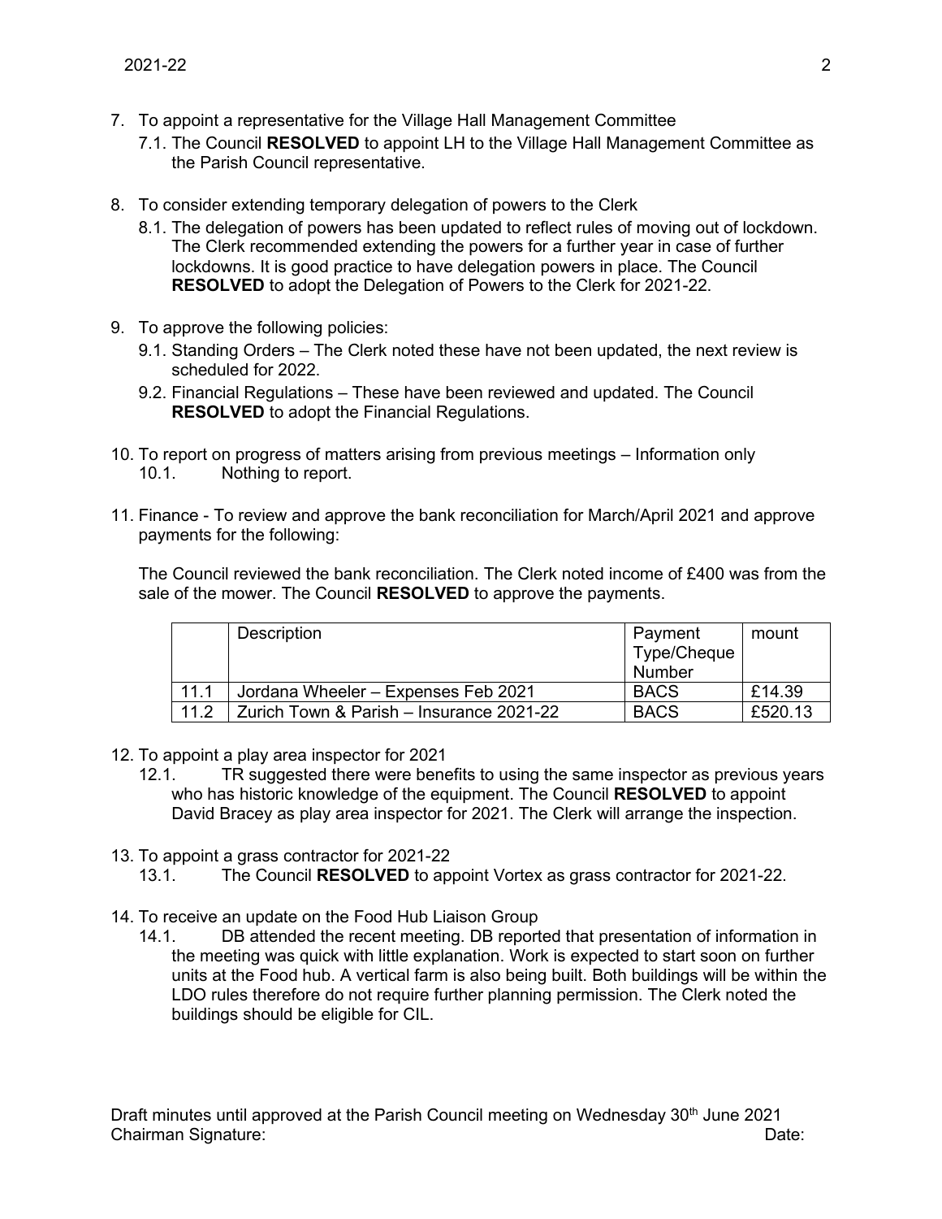7. To appoint a representative for the Village Hall Management Committee
   7.1. The Council **RESOLVED** to appoint LH to the Village Hall Management Committee as the Parish Council representative.

8. To consider extending temporary delegation of powers to the Clerk
   8.1. The delegation of powers has been updated to reflect rules of moving out of lockdown. The Clerk recommended extending the powers for a further year in case of further lockdowns. It is good practice to have delegation powers in place. The Council **RESOLVED** to adopt the Delegation of Powers to the Clerk for 2021-22.

9. To approve the following policies:
   9.1. Standing Orders – The Clerk noted these have not been updated, the next review is scheduled for 2022.
   9.2. Financial Regulations – These have been reviewed and updated. The Council **RESOLVED** to adopt the Financial Regulations.

10. To report on progress of matters arising from previous meetings – Information only
    10.1. Nothing to report.

11. Finance - To review and approve the bank reconciliation for March/April 2021 and approve payments for the following:

    The Council reviewed the bank reconciliation. The Clerk noted income of £400 was from the sale of the mower. The Council **RESOLVED** to approve the payments.

| | Description | Payment Type/Cheque Number | mount |
|---|---|---|---|
| 11.1 | Jordana Wheeler – Expenses Feb 2021 | BACS | £14.39 |
| 11.2 | Zurich Town & Parish – Insurance 2021-22 | BACS | £520.13 |

12. To appoint a play area inspector for 2021
    12.1. TR suggested there were benefits to using the same inspector as previous years who has historic knowledge of the equipment. The Council **RESOLVED** to appoint David Bracey as play area inspector for 2021. The Clerk will arrange the inspection.

13. To appoint a grass contractor for 2021-22
    13.1. The Council **RESOLVED** to appoint Vortex as grass contractor for 2021-22.

14. To receive an update on the Food Hub Liaison Group
    14.1. DB attended the recent meeting. DB reported that presentation of information in the meeting was quick with little explanation. Work is expected to start soon on further units at the Food hub. A vertical farm is also being built. Both buildings will be within the LDO rules therefore do not require further planning permission. The Clerk noted the buildings should be eligible for CIL.

Draft minutes until approved at the Parish Council meeting on Wednesday 30th June 2021
Chairman Signature: Date: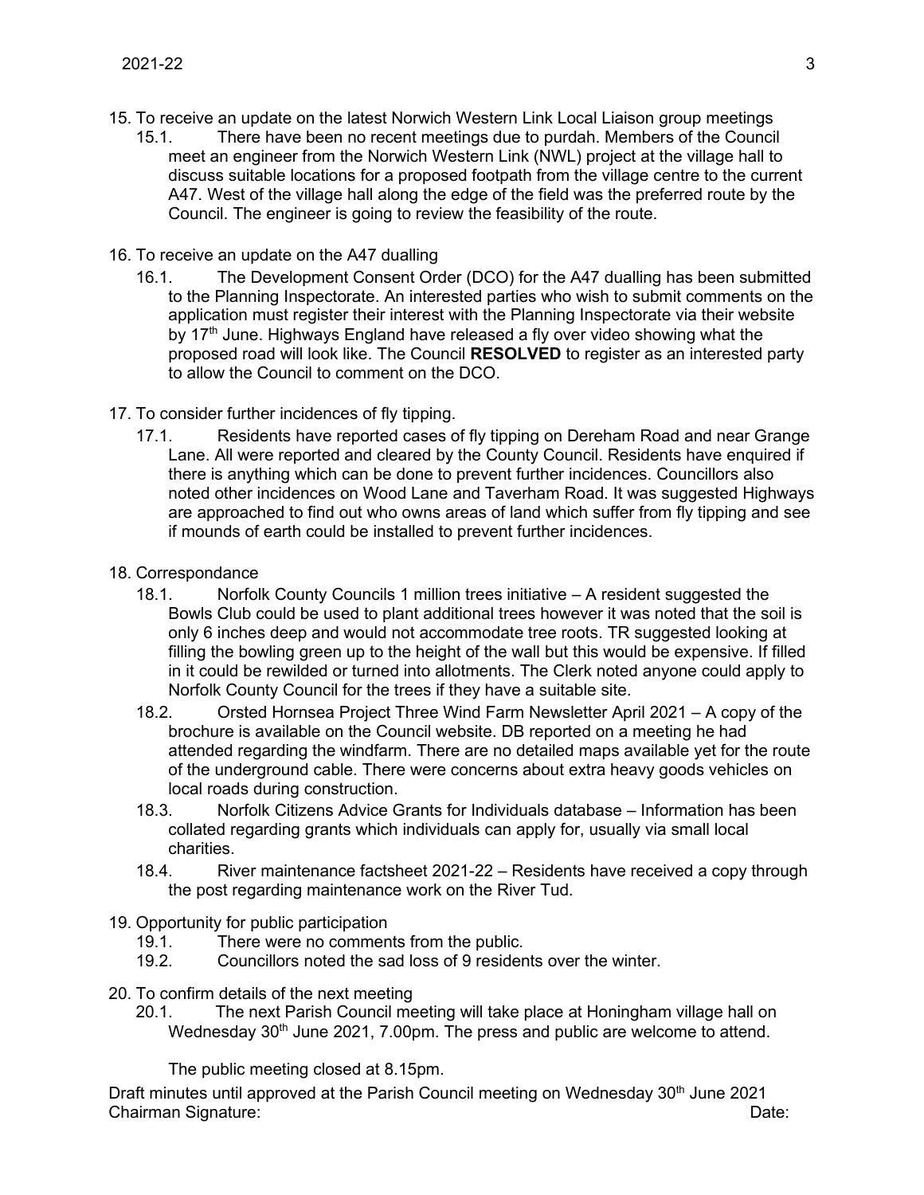15. To receive an update on the latest Norwich Western Link Local Liaison group meetings
    15.1. There have been no recent meetings due to purdah. Members of the Council meet an engineer from the Norwich Western Link (NWL) project at the village hall to discuss suitable locations for a proposed footpath from the village centre to the current A47. West of the village hall along the edge of the field was the preferred route by the Council. The engineer is going to review the feasibility of the route.

16. To receive an update on the A47 dualling
    16.1. The Development Consent Order (DCO) for the A47 dualling has been submitted to the Planning Inspectorate. An interested parties who wish to submit comments on the application must register their interest with the Planning Inspectorate via their website by 17th June. Highways England have released a fly over video showing what the proposed road will look like. The Council **RESOLVED** to register as an interested party to allow the Council to comment on the DCO.

17. To consider further incidences of fly tipping.
    17.1. Residents have reported cases of fly tipping on Dereham Road and near Grange Lane. All were reported and cleared by the County Council. Residents have enquired if there is anything which can be done to prevent further incidences. Councillors also noted other incidences on Wood Lane and Taverham Road. It was suggested Highways are approached to find out who owns areas of land which suffer from fly tipping and see if mounds of earth could be installed to prevent further incidences.

18. Correspondance
    18.1. Norfolk County Councils 1 million trees initiative – A resident suggested the Bowls Club could be used to plant additional trees however it was noted that the soil is only 6 inches deep and would not accommodate tree roots. TR suggested looking at filling the bowling green up to the height of the wall but this would be expensive. If filled in it could be rewilded or turned into allotments. The Clerk noted anyone could apply to Norfolk County Council for the trees if they have a suitable site.
    18.2. Orsted Hornsea Project Three Wind Farm Newsletter April 2021 – A copy of the brochure is available on the Council website. DB reported on a meeting he had attended regarding the windfarm. There are no detailed maps available yet for the route of the underground cable. There were concerns about extra heavy goods vehicles on local roads during construction.
    18.3. Norfolk Citizens Advice Grants for Individuals database – Information has been collated regarding grants which individuals can apply for, usually via small local charities.
    18.4. River maintenance factsheet 2021-22 – Residents have received a copy through the post regarding maintenance work on the River Tud.

19. Opportunity for public participation
    19.1. There were no comments from the public.
    19.2. Councillors noted the sad loss of 9 residents over the winter.

20. To confirm details of the next meeting
    20.1. The next Parish Council meeting will take place at Honingham village hall on Wednesday 30th June 2021, 7.00pm. The press and public are welcome to attend.

The public meeting closed at 8.15pm.

Draft minutes until approved at the Parish Council meeting on Wednesday 30th June 2021

Chairman Signature: Date: